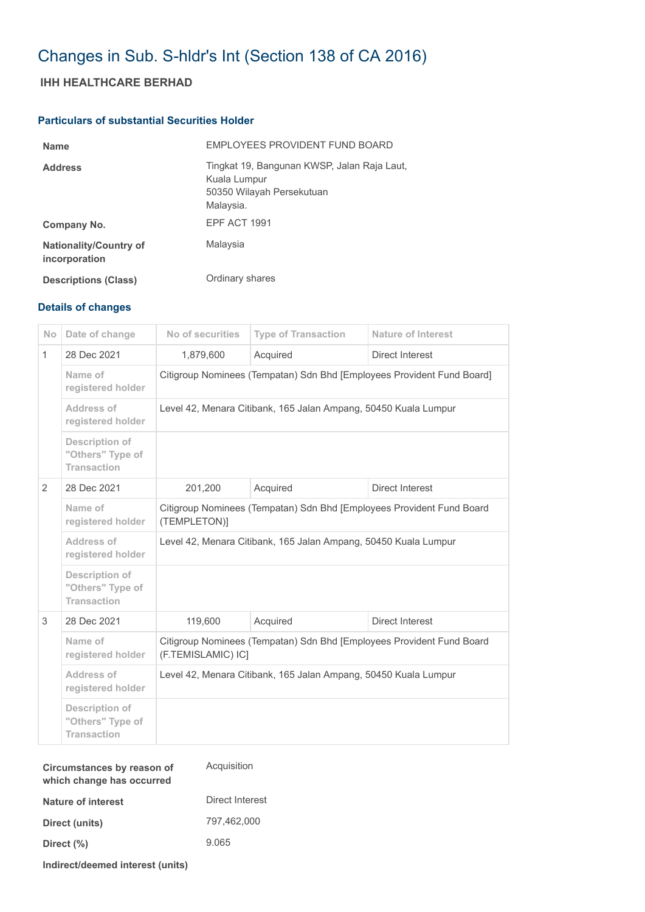# Changes in Sub. S-hldr's Int (Section 138 of CA 2016)

## IHH HEALTHCARE BERHAD

### Particulars of substantial Securities Holder

| | |
|---|---|
| **Name** | EMPLOYEES PROVIDENT FUND BOARD |
| **Address** | Tingkat 19, Bangunan KWSP, Jalan Raja Laut, Kuala Lumpur 50350 Wilayah Persekutuan Malaysia. |
| **Company No.** | EPF ACT 1991 |
| **Nationality/Country of incorporation** | Malaysia |
| **Descriptions (Class)** | Ordinary shares |

### Details of changes

| No | Date of change | No of securities | Type of Transaction | Nature of Interest |
|---|---|---|---|---|
| 1 | 28 Dec 2021 | 1,879,600 | Acquired | Direct Interest |
| | Name of registered holder | Citigroup Nominees (Tempatan) Sdn Bhd [Employees Provident Fund Board] | | |
| | Address of registered holder | Level 42, Menara Citibank, 165 Jalan Ampang, 50450 Kuala Lumpur | | |
| | Description of "Others" Type of Transaction | | | |
| 2 | 28 Dec 2021 | 201,200 | Acquired | Direct Interest |
| | Name of registered holder | Citigroup Nominees (Tempatan) Sdn Bhd [Employees Provident Fund Board (TEMPLETON)] | | |
| | Address of registered holder | Level 42, Menara Citibank, 165 Jalan Ampang, 50450 Kuala Lumpur | | |
| | Description of "Others" Type of Transaction | | | |
| 3 | 28 Dec 2021 | 119,600 | Acquired | Direct Interest |
| | Name of registered holder | Citigroup Nominees (Tempatan) Sdn Bhd [Employees Provident Fund Board (F.TEMISLAMIC) IC] | | |
| | Address of registered holder | Level 42, Menara Citibank, 165 Jalan Ampang, 50450 Kuala Lumpur | | |
| | Description of "Others" Type of Transaction | | | |

| | |
|---|---|
| **Circumstances by reason of which change has occurred** | Acquisition |
| **Nature of interest** | Direct Interest |
| **Direct (units)** | 797,462,000 |
| **Direct (%)** | 9.065 |
| **Indirect/deemed interest (units)** | |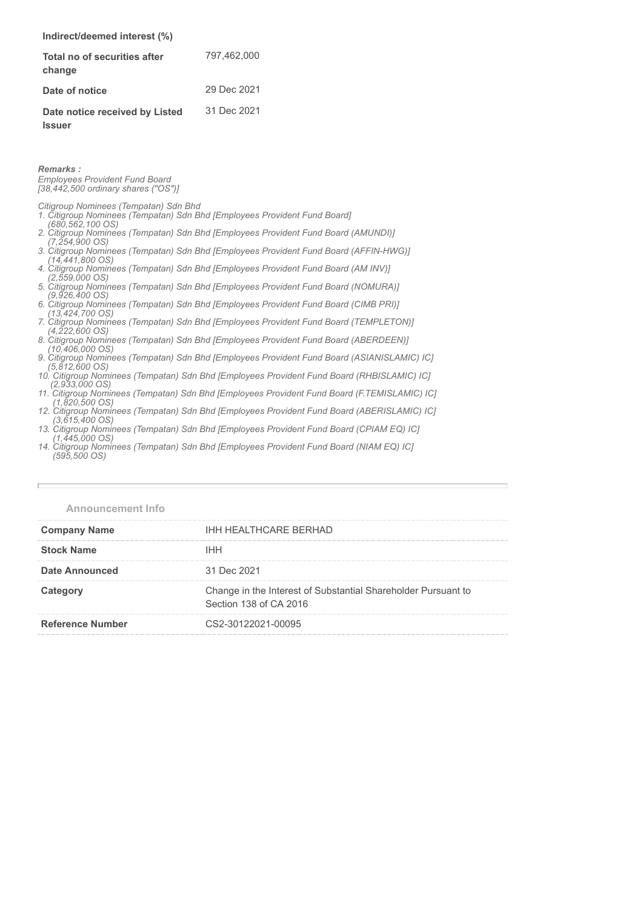| | |
|---|---|
| **Indirect/deemed interest (%)** | |
| **Total no of securities after change** | 797,462,000 |
| **Date of notice** | 29 Dec 2021 |
| **Date notice received by Listed Issuer** | 31 Dec 2021 |

***Remarks :***

*Employees Provident Fund Board*
*[38,442,500 ordinary shares ("OS")]*

*Citigroup Nominees (Tempatan) Sdn Bhd*
1. *Citigroup Nominees (Tempatan) Sdn Bhd [Employees Provident Fund Board] (680,562,100 OS)*
2. *Citigroup Nominees (Tempatan) Sdn Bhd [Employees Provident Fund Board (AMUNDI)] (7,254,900 OS)*
3. *Citigroup Nominees (Tempatan) Sdn Bhd [Employees Provident Fund Board (AFFIN-HWG)] (14,441,800 OS)*
4. *Citigroup Nominees (Tempatan) Sdn Bhd [Employees Provident Fund Board (AM INV)] (2,559,000 OS)*
5. *Citigroup Nominees (Tempatan) Sdn Bhd [Employees Provident Fund Board (NOMURA)] (9,926,400 OS)*
6. *Citigroup Nominees (Tempatan) Sdn Bhd [Employees Provident Fund Board (CIMB PRI)] (13,424,700 OS)*
7. *Citigroup Nominees (Tempatan) Sdn Bhd [Employees Provident Fund Board (TEMPLETON)] (4,222,600 OS)*
8. *Citigroup Nominees (Tempatan) Sdn Bhd [Employees Provident Fund Board (ABERDEEN)] (10,406,000 OS)*
9. *Citigroup Nominees (Tempatan) Sdn Bhd [Employees Provident Fund Board (ASIANISLAMIC) IC] (5,812,600 OS)*
10. *Citigroup Nominees (Tempatan) Sdn Bhd [Employees Provident Fund Board (RHBISLAMIC) IC] (2,933,000 OS)*
11. *Citigroup Nominees (Tempatan) Sdn Bhd [Employees Provident Fund Board (F.TEMISLAMIC) IC] (1,820,500 OS)*
12. *Citigroup Nominees (Tempatan) Sdn Bhd [Employees Provident Fund Board (ABERISLAMIC) IC] (3,615,400 OS)*
13. *Citigroup Nominees (Tempatan) Sdn Bhd [Employees Provident Fund Board (CPIAM EQ) IC] (1,445,000 OS)*
14. *Citigroup Nominees (Tempatan) Sdn Bhd [Employees Provident Fund Board (NIAM EQ) IC] (595,500 OS)*

### Announcement Info

| | |
|---|---|
| **Company Name** | IHH HEALTHCARE BERHAD |
| **Stock Name** | IHH |
| **Date Announced** | 31 Dec 2021 |
| **Category** | Change in the Interest of Substantial Shareholder Pursuant to Section 138 of CA 2016 |
| **Reference Number** | CS2-30122021-00095 |